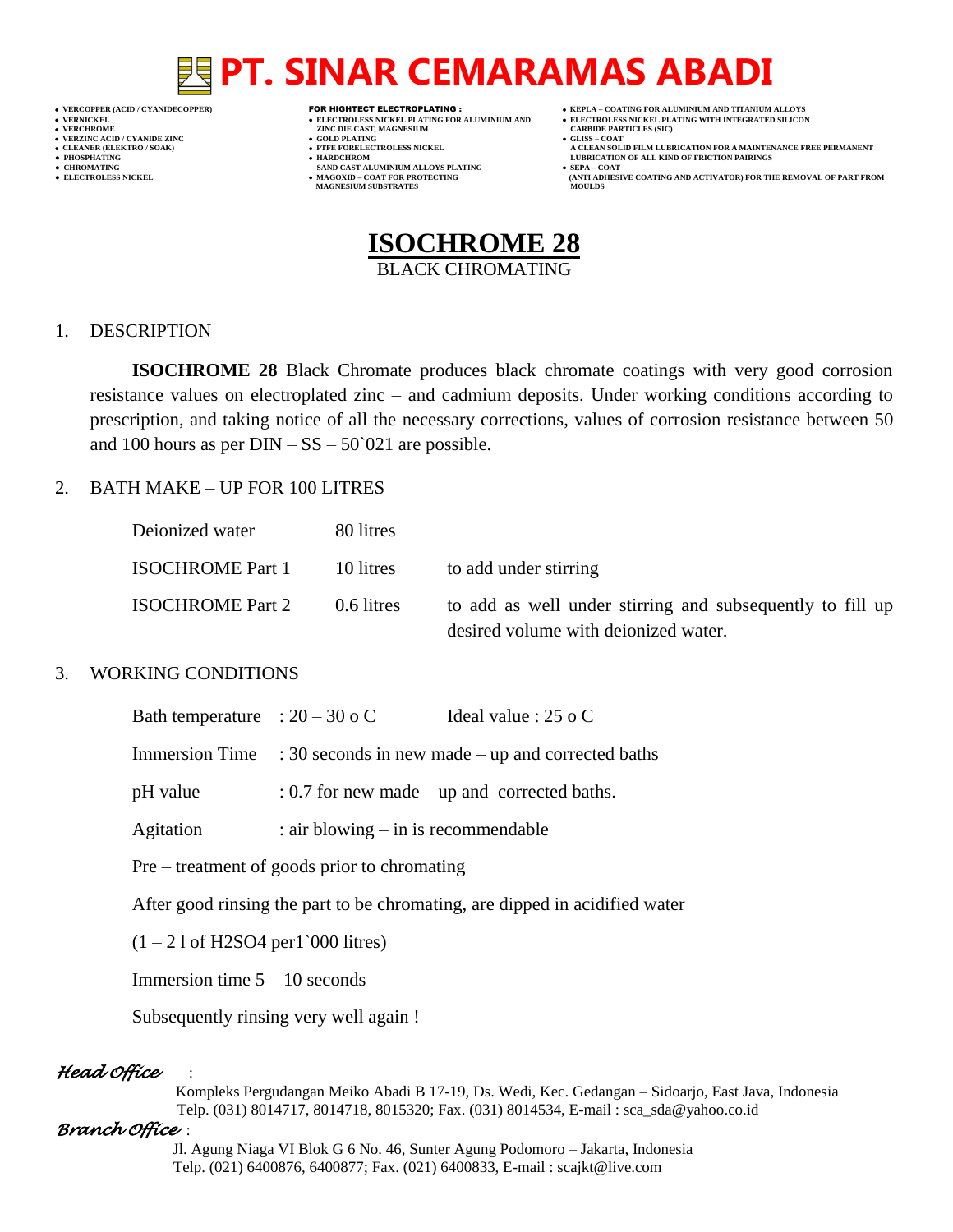# PT. SINAR CEMARAMAS ABADI

- VERCOPPER (ACID / CYANIDECOPPER)
- VERNICKEL
- VERCHROME
- VERZINC ACID / CYANIDE ZINC
- CLEANER (ELEKTRO / SOAK)
- PHOSPHATING
- CHROMATING
- ELECTROLESS NICKEL

**FOR HIGHTECT ELECTROPLATING :**

- ELECTROLESS NICKEL PLATING FOR ALUMINIUM AND ZINC DIE CAST, MAGNESIUM
- GOLD PLATING
- PTFE FORELECTROLESS NICKEL
- HARDCHROM SAND CAST ALUMINIUM ALLOYS PLATING
- MAGOXID – COAT FOR PROTECTING MAGNESIUM SUBSTRATES

- KEPLA – COATING FOR ALUMINIUM AND TITANIUM ALLOYS
- ELECTROLESS NICKEL PLATING WITH INTEGRATED SILICON CARBIDE PARTICLES (SIC)
- GLISS – COAT A CLEAN SOLID FILM LUBRICATION FOR A MAINTENANCE FREE PERMANENT LUBRICATION OF ALL KIND OF FRICTION PAIRINGS
- SEPA – COAT (ANTI ADHESIVE COATING AND ACTIVATOR) FOR THE REMOVAL OF PART FROM MOULDS

## ISOCHROME 28

BLACK CHROMATING

1. DESCRIPTION

**ISOCHROME 28** Black Chromate produces black chromate coatings with very good corrosion resistance values on electroplated zinc – and cadmium deposits. Under working conditions according to prescription, and taking notice of all the necessary corrections, values of corrosion resistance between 50 and 100 hours as per DIN – SS – 50`021 are possible.

2. BATH MAKE – UP FOR 100 LITRES

| | | |
|---|---|---|
| Deionized water | 80 litres | |
| ISOCHROME Part 1 | 10 litres | to add under stirring |
| ISOCHROME Part 2 | 0.6 litres | to add as well under stirring and subsequently to fill up desired volume with deionized water. |

3. WORKING CONDITIONS

Bath temperature : 20 – 30 o C Ideal value : 25 o C

Immersion Time : 30 seconds in new made – up and corrected baths

pH value : 0.7 for new made – up and corrected baths.

Agitation : air blowing – in is recommendable

Pre – treatment of goods prior to chromating

After good rinsing the part to be chromating, are dipped in acidified water

(1 – 2 l of $H_2SO_4$ per1`000 litres)

Immersion time 5 – 10 seconds

Subsequently rinsing very well again !

*Head Office* :

Kompleks Pergudangan Meiko Abadi B 17-19, Ds. Wedi, Kec. Gedangan – Sidoarjo, East Java, Indonesia
Telp. (031) 8014717, 8014718, 8015320; Fax. (031) 8014534, E-mail : sca_sda@yahoo.co.id

*Branch Office* :

Jl. Agung Niaga VI Blok G 6 No. 46, Sunter Agung Podomoro – Jakarta, Indonesia
Telp. (021) 6400876, 6400877; Fax. (021) 6400833, E-mail : scajkt@live.com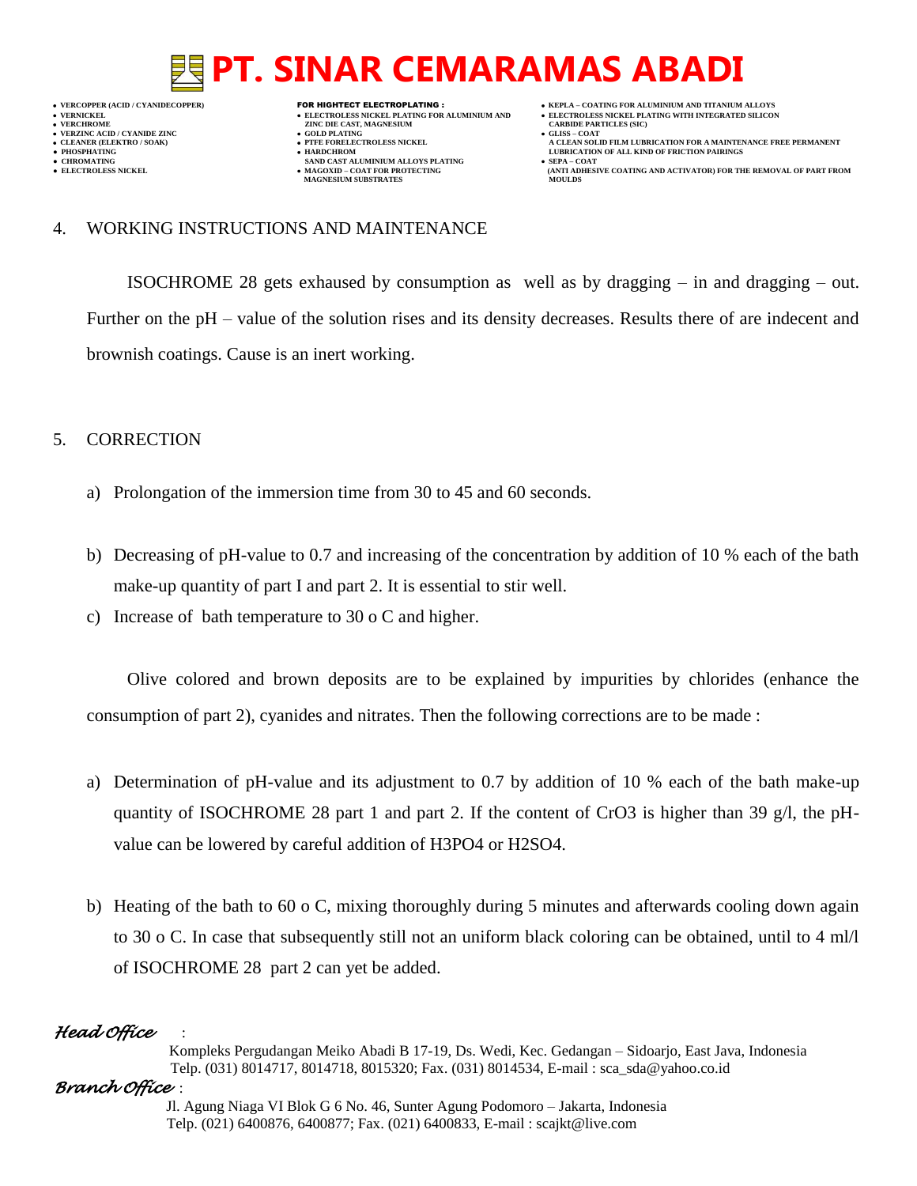## 4. WORKING INSTRUCTIONS AND MAINTENANCE

ISOCHROME 28 gets exhausted by consumption as well as by dragging – in and dragging – out. Further on the pH – value of the solution rises and its density decreases. Results there of are indecent and brownish coatings. Cause is an inert working.

## 5. CORRECTION

a) Prolongation of the immersion time from 30 to 45 and 60 seconds.

b) Decreasing of pH-value to 0.7 and increasing of the concentration by addition of 10 % each of the bath make-up quantity of part I and part 2. It is essential to stir well.

c) Increase of bath temperature to 30 o C and higher.

Olive colored and brown deposits are to be explained by impurities by chlorides (enhance the consumption of part 2), cyanides and nitrates. Then the following corrections are to be made :

a) Determination of pH-value and its adjustment to 0.7 by addition of 10 % each of the bath make-up quantity of ISOCHROME 28 part 1 and part 2. If the content of $CrO_3$ is higher than 39 g/l, the pH-value can be lowered by careful addition of $H_3PO_4$ or $H_2SO_4$.

b) Heating of the bath to 60 o C, mixing thoroughly during 5 minutes and afterwards cooling down again to 30 o C. In case that subsequently still not an uniform black coloring can be obtained, until to 4 ml/l of ISOCHROME 28 part 2 can yet be added.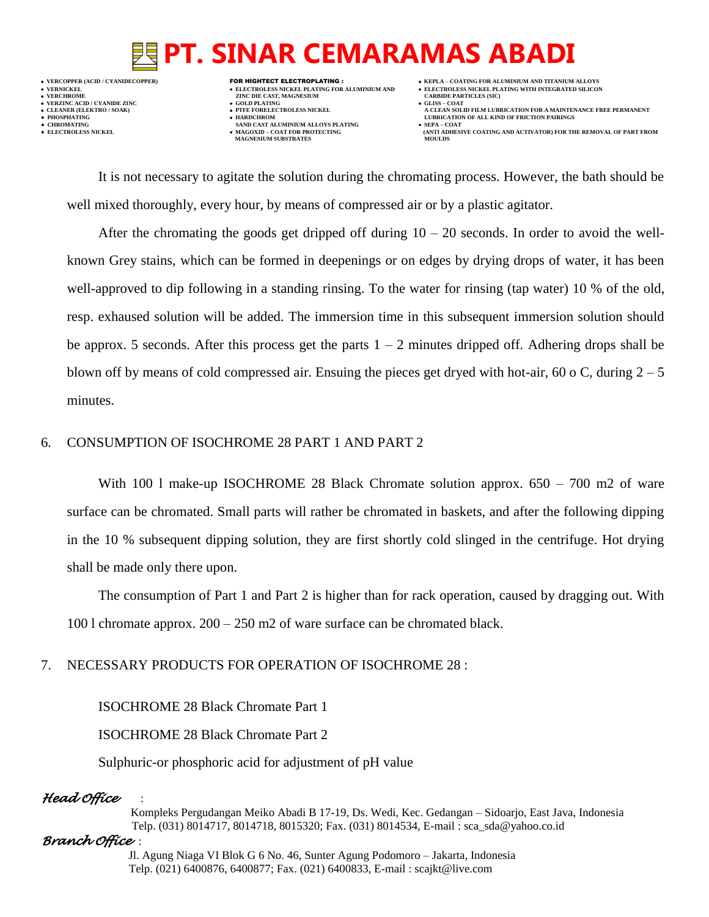It is not necessary to agitate the solution during the chromating process. However, the bath should be well mixed thoroughly, every hour, by means of compressed air or by a plastic agitator.

After the chromating the goods get dripped off during 10 – 20 seconds. In order to avoid the well-known Grey stains, which can be formed in deepenings or on edges by drying drops of water, it has been well-approved to dip following in a standing rinsing. To the water for rinsing (tap water) 10 % of the old, resp. exhaused solution will be added. The immersion time in this subsequent immersion solution should be approx. 5 seconds. After this process get the parts 1 – 2 minutes dripped off. Adhering drops shall be blown off by means of cold compressed air. Ensuing the pieces get dryed with hot-air, 60 o C, during 2 – 5 minutes.

## 6. CONSUMPTION OF ISOCHROME 28 PART 1 AND PART 2

With 100 l make-up ISOCHROME 28 Black Chromate solution approx. 650 – 700 m2 of ware surface can be chromated. Small parts will rather be chromated in baskets, and after the following dipping in the 10 % subsequent dipping solution, they are first shortly cold slinged in the centrifuge. Hot drying shall be made only there upon.

The consumption of Part 1 and Part 2 is higher than for rack operation, caused by dragging out. With 100 l chromate approx. 200 – 250 m2 of ware surface can be chromated black.

## 7. NECESSARY PRODUCTS FOR OPERATION OF ISOCHROME 28 :

ISOCHROME 28 Black Chromate Part 1

ISOCHROME 28 Black Chromate Part 2

Sulphuric-or phosphoric acid for adjustment of pH value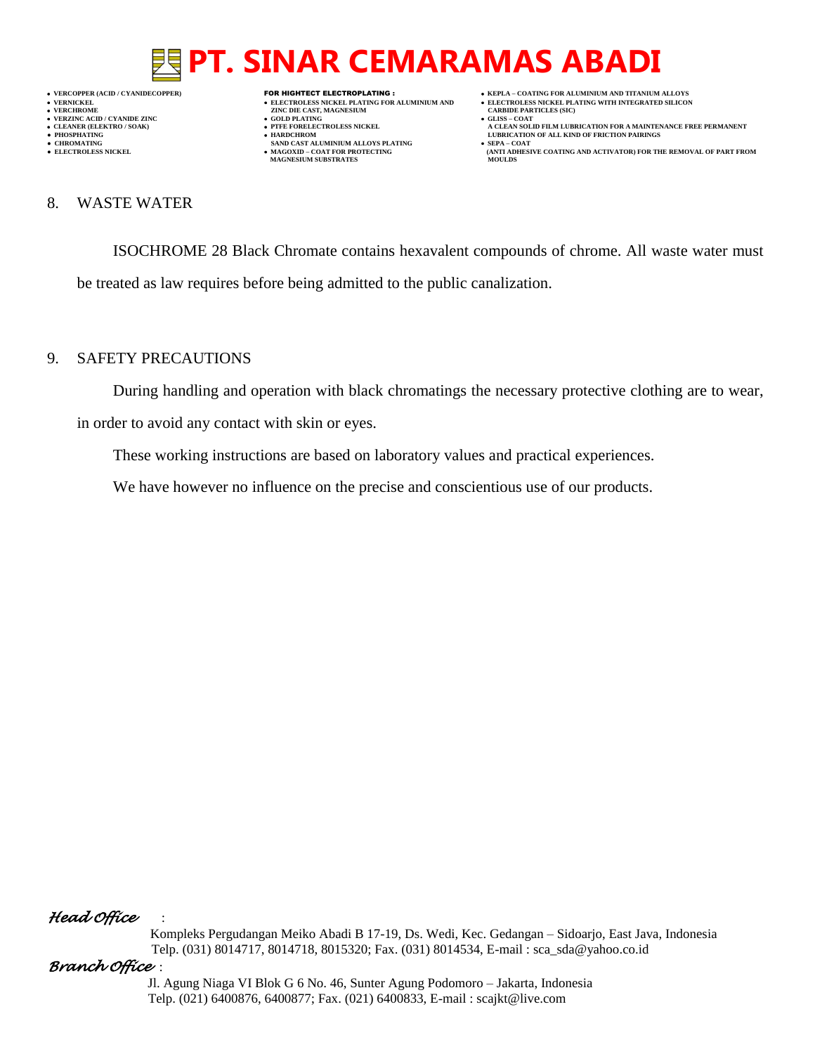## 8. WASTE WATER

ISOCHROME 28 Black Chromate contains hexavalent compounds of chrome. All waste water must be treated as law requires before being admitted to the public canalization.

## 9. SAFETY PRECAUTIONS

During handling and operation with black chromatings the necessary protective clothing are to wear, in order to avoid any contact with skin or eyes.

These working instructions are based on laboratory values and practical experiences.

We have however no influence on the precise and conscientious use of our products.